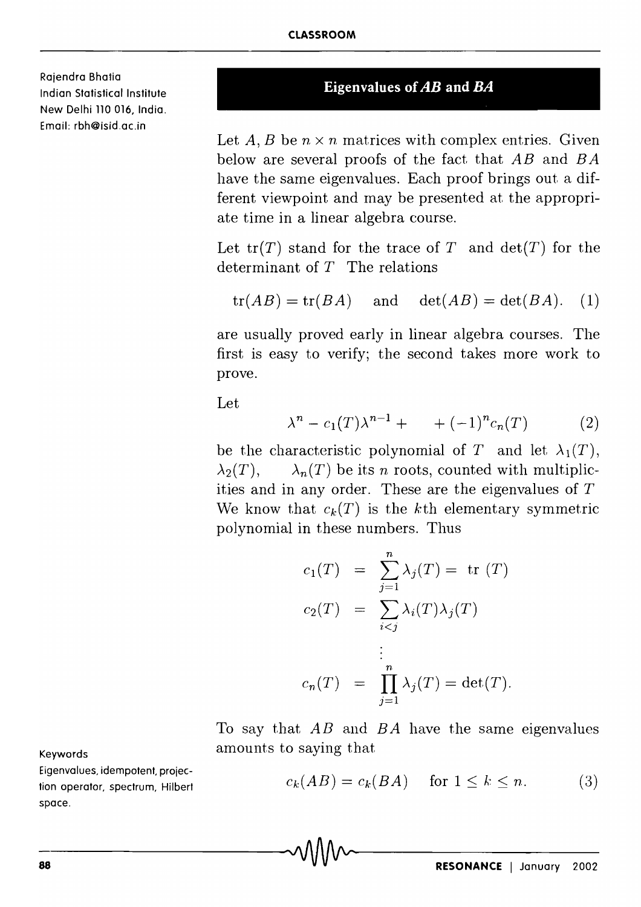Rajendra Bhatia
Indian Statistical Institute
New Delhi 110 016, India.
Email: rbh@isid.ac.in

# Eigenvalues of *AB* and *BA*

Let $A, B$ be $n \times n$ matrices with complex entries. Given below are several proofs of the fact that $AB$ and $BA$ have the same eigenvalues. Each proof brings out a different viewpoint and may be presented at the appropriate time in a linear algebra course.

Let $\mathrm{tr}(T)$ stand for the trace of $T$ and $\det(T)$ for the determinant of $T$ The relations

$$\mathrm{tr}(AB) = \mathrm{tr}(BA) \quad \text{and} \quad \det(AB) = \det(BA). \quad (1)$$

are usually proved early in linear algebra courses. The first is easy to verify; the second takes more work to prove.

Let

$$\lambda^n - c_1(T)\lambda^{n-1} + \quad + (-1)^n c_n(T) \quad (2)$$

be the characteristic polynomial of $T$ and let $\lambda_1(T)$, $\lambda_2(T)$, $\lambda_n(T)$ be its $n$ roots, counted with multiplicities and in any order. These are the eigenvalues of $T$ We know that $c_k(T)$ is the $k$th elementary symmetric polynomial in these numbers. Thus

$$\begin{aligned} c_1(T) &= \sum_{j=1}^{n} \lambda_j(T) = \mathrm{tr}\,(T) \\ c_2(T) &= \sum_{i<j} \lambda_i(T)\lambda_j(T) \\ &\vdots \\ c_n(T) &= \prod_{j=1}^{n} \lambda_j(T) = \det(T). \end{aligned}$$

To say that $AB$ and $BA$ have the same eigenvalues amounts to saying that

$$c_k(AB) = c_k(BA) \quad \text{for } 1 \leq k \leq n. \quad (3)$$

Keywords
Eigenvalues, idempotent, projection operator, spectrum, Hilbert space.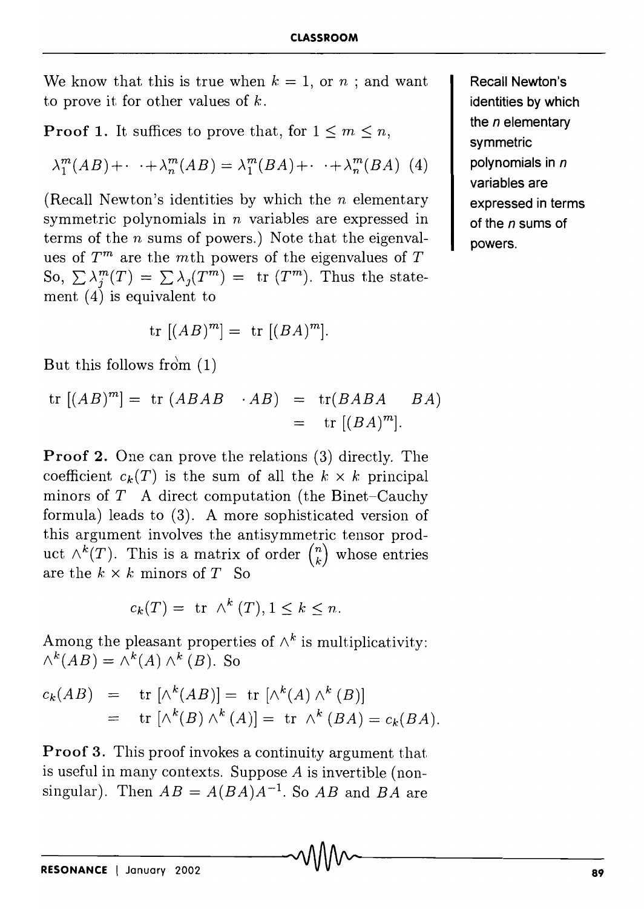We know that this is true when $k = 1$, or $n$ ; and want to prove it for other values of $k$.

**Proof 1.** It suffices to prove that, for $1 \leq m \leq n$,

$$\lambda_1^m(AB) + \cdots + \lambda_n^m(AB) = \lambda_1^m(BA) + \cdots + \lambda_n^m(BA) \quad (4)$$

(Recall Newton's identities by which the $n$ elementary symmetric polynomials in $n$ variables are expressed in terms of the $n$ sums of powers.) Note that the eigenvalues of $T^m$ are the $m$th powers of the eigenvalues of $T$ So, $\sum \lambda_j^m(T) = \sum \lambda_j(T^m) = \text{tr}\ (T^m)$. Thus the statement (4) is equivalent to

$$\text{tr}\ [(AB)^m] = \text{tr}\ [(BA)^m].$$

But this follows from (1)

$$\text{tr}\ [(AB)^m] = \text{tr}\ (ABAB \cdots AB) = \text{tr}(BABA \cdots BA) = \text{tr}\ [(BA)^m].$$

Recall Newton's identities by which the $n$ elementary symmetric polynomials in $n$ variables are expressed in terms of the $n$ sums of powers.

**Proof 2.** One can prove the relations (3) directly. The coefficient $c_k(T)$ is the sum of all the $k \times k$ principal minors of $T$ A direct computation (the Binet–Cauchy formula) leads to (3). A more sophisticated version of this argument involves the antisymmetric tensor product $\wedge^k(T)$. This is a matrix of order $\binom{n}{k}$ whose entries are the $k \times k$ minors of $T$ So

$$c_k(T) = \text{tr}\ \wedge^k (T), 1 \leq k \leq n.$$

Among the pleasant properties of $\wedge^k$ is multiplicativity: $\wedge^k(AB) = \wedge^k(A) \wedge^k (B)$. So

$$\begin{aligned} c_k(AB) &= \text{tr}\ [\wedge^k(AB)] = \text{tr}\ [\wedge^k(A) \wedge^k (B)] \\ &= \text{tr}\ [\wedge^k(B) \wedge^k (A)] = \text{tr}\ \wedge^k (BA) = c_k(BA). \end{aligned}$$

**Proof 3.** This proof invokes a continuity argument that is useful in many contexts. Suppose $A$ is invertible (nonsingular). Then $AB = A(BA)A^{-1}$. So $AB$ and $BA$ are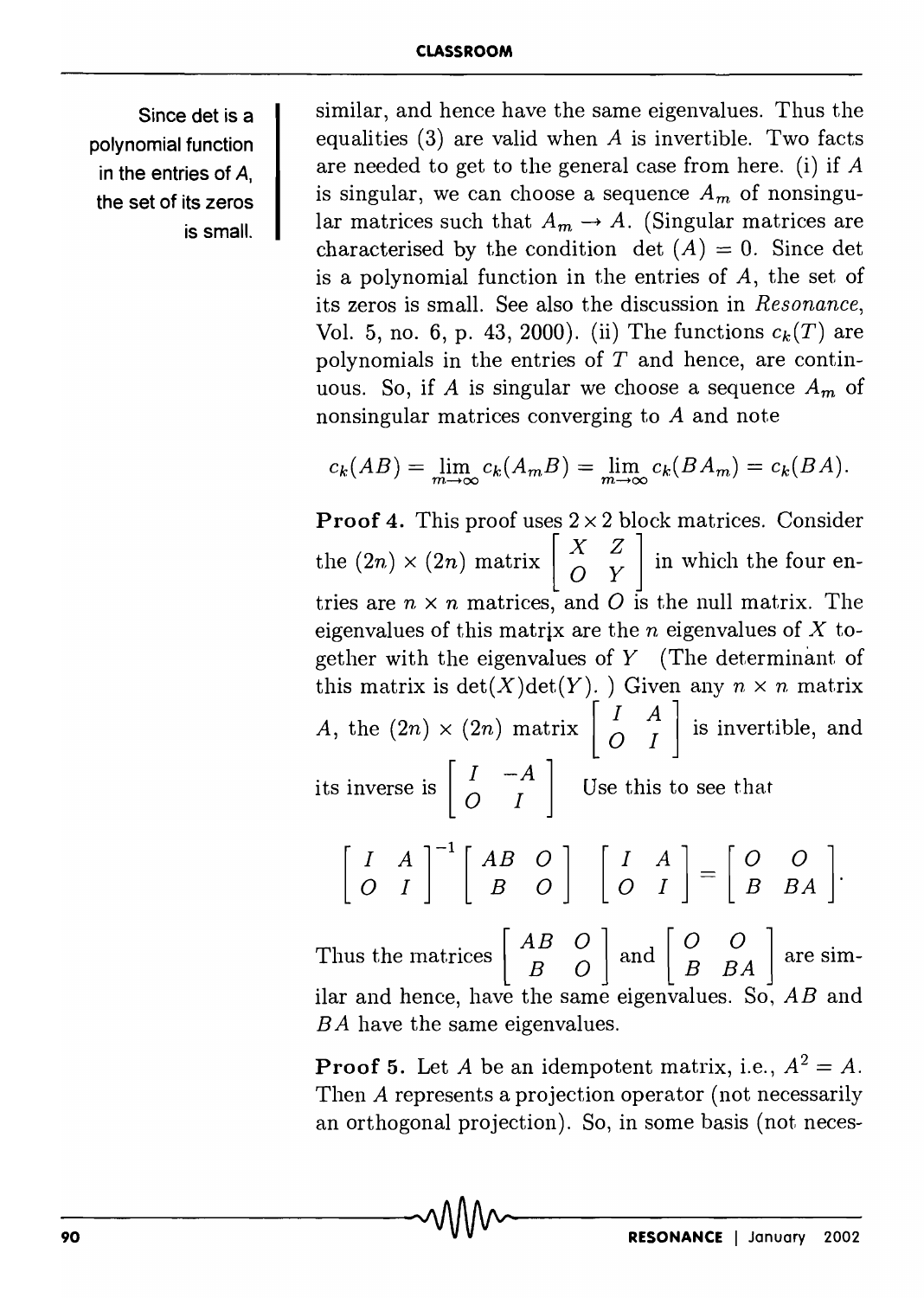similar, and hence have the same eigenvalues. Thus the equalities (3) are valid when $A$ is invertible. Two facts are needed to get to the general case from here. (i) if $A$ is singular, we can choose a sequence $A_m$ of nonsingular matrices such that $A_m \to A$. (Singular matrices are characterised by the condition $\det(A) = 0$. Since det is a polynomial function in the entries of $A$, the set of its zeros is small. See also the discussion in *Resonance*, Vol. 5, no. 6, p. 43, 2000). (ii) The functions $c_k(T)$ are polynomials in the entries of $T$ and hence, are continuous. So, if $A$ is singular we choose a sequence $A_m$ of nonsingular matrices converging to $A$ and note

Since det is a polynomial function in the entries of $A$, the set of its zeros is small.

$$c_k(AB) = \lim_{m\to\infty} c_k(A_m B) = \lim_{m\to\infty} c_k(BA_m) = c_k(BA).$$

**Proof 4.** This proof uses $2\times 2$ block matrices. Consider the $(2n)\times(2n)$ matrix $\begin{bmatrix} X & Z \\ O & Y \end{bmatrix}$ in which the four entries are $n \times n$ matrices, and $O$ is the null matrix. The eigenvalues of this matrix are the $n$ eigenvalues of $X$ together with the eigenvalues of $Y$ (The determinant of this matrix is $\det(X)\det(Y)$. ) Given any $n \times n$ matrix $A$, the $(2n)\times(2n)$ matrix $\begin{bmatrix} I & A \\ O & I \end{bmatrix}$ is invertible, and its inverse is $\begin{bmatrix} I & -A \\ O & I \end{bmatrix}$ Use this to see that

$$\begin{bmatrix} I & A \\ O & I \end{bmatrix}^{-1} \begin{bmatrix} AB & O \\ B & O \end{bmatrix} \begin{bmatrix} I & A \\ O & I \end{bmatrix} = \begin{bmatrix} O & O \\ B & BA \end{bmatrix}.$$

Thus the matrices $\begin{bmatrix} AB & O \\ B & O \end{bmatrix}$ and $\begin{bmatrix} O & O \\ B & BA \end{bmatrix}$ are similar and hence, have the same eigenvalues. So, $AB$ and $BA$ have the same eigenvalues.

**Proof 5.** Let $A$ be an idempotent matrix, i.e., $A^2 = A$. Then $A$ represents a projection operator (not necessarily an orthogonal projection). So, in some basis (not neces-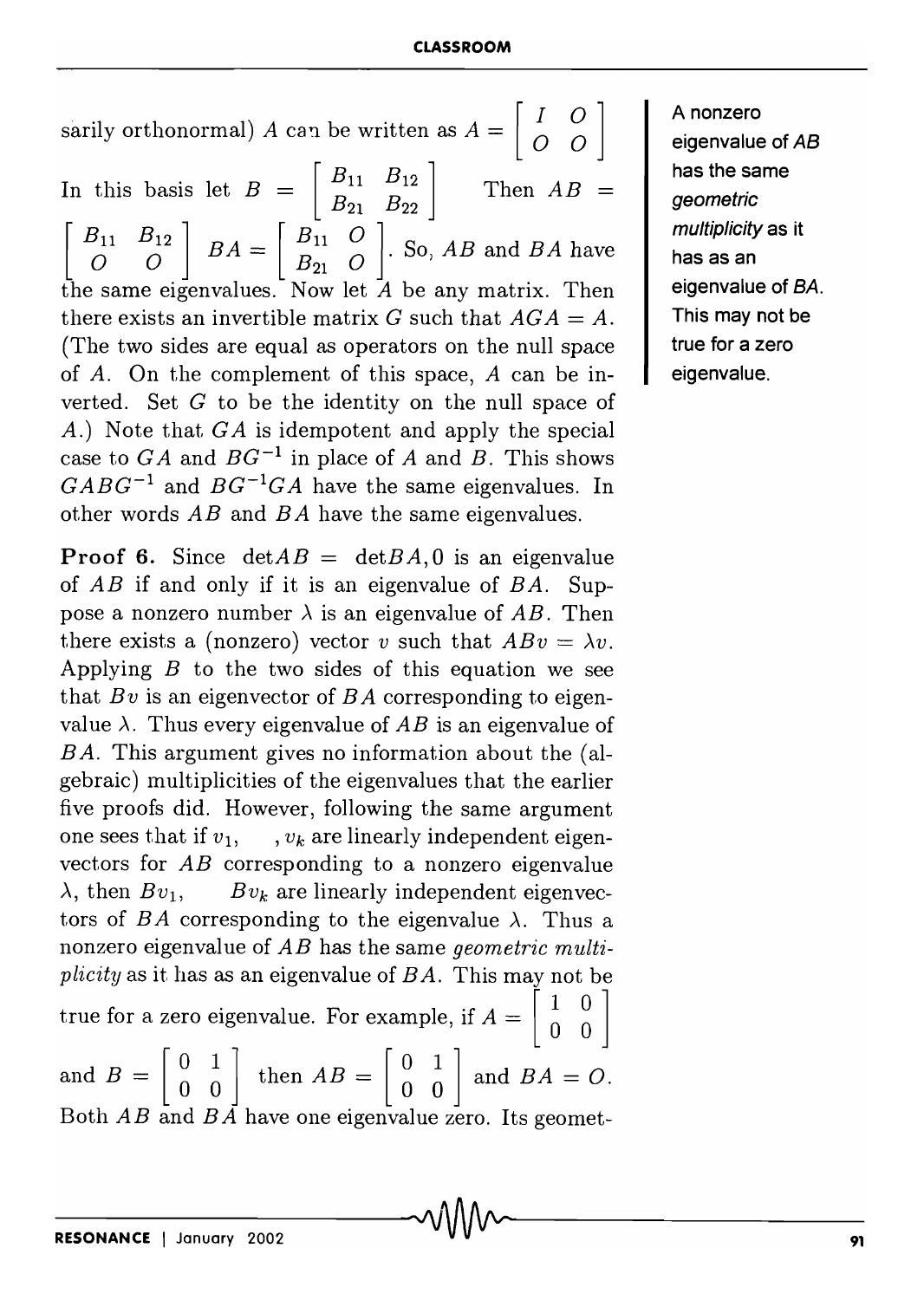sarily orthonormal) $A$ can be written as $A = \begin{bmatrix} I & O \\ O & O \end{bmatrix}$

In this basis let $B = \begin{bmatrix} B_{11} & B_{12} \\ B_{21} & B_{22} \end{bmatrix}$ Then $AB = \begin{bmatrix} B_{11} & B_{12} \\ O & O \end{bmatrix}$ $BA = \begin{bmatrix} B_{11} & O \\ B_{21} & O \end{bmatrix}$. So, $AB$ and $BA$ have the same eigenvalues. Now let $A$ be any matrix. Then there exists an invertible matrix $G$ such that $AGA = A$. (The two sides are equal as operators on the null space of $A$. On the complement of this space, $A$ can be inverted. Set $G$ to be the identity on the null space of $A$.) Note that $GA$ is idempotent and apply the special case to $GA$ and $BG^{-1}$ in place of $A$ and $B$. This shows $GABG^{-1}$ and $BG^{-1}GA$ have the same eigenvalues. In other words $AB$ and $BA$ have the same eigenvalues.

A nonzero eigenvalue of $AB$ has the same *geometric multiplicity* as it has as an eigenvalue of $BA$. This may not be true for a zero eigenvalue.

**Proof 6.** Since $\det AB = \det BA, 0$ is an eigenvalue of $AB$ if and only if it is an eigenvalue of $BA$. Suppose a nonzero number $\lambda$ is an eigenvalue of $AB$. Then there exists a (nonzero) vector $v$ such that $ABv = \lambda v$. Applying $B$ to the two sides of this equation we see that $Bv$ is an eigenvector of $BA$ corresponding to eigenvalue $\lambda$. Thus every eigenvalue of $AB$ is an eigenvalue of $BA$. This argument gives no information about the (algebraic) multiplicities of the eigenvalues that the earlier five proofs did. However, following the same argument one sees that if $v_1, \quad, v_k$ are linearly independent eigenvectors for $AB$ corresponding to a nonzero eigenvalue $\lambda$, then $Bv_1, \quad Bv_k$ are linearly independent eigenvectors of $BA$ corresponding to the eigenvalue $\lambda$. Thus a nonzero eigenvalue of $AB$ has the same *geometric multiplicity* as it has as an eigenvalue of $BA$. This may not be true for a zero eigenvalue. For example, if $A = \begin{bmatrix} 1 & 0 \\ 0 & 0 \end{bmatrix}$ and $B = \begin{bmatrix} 0 & 1 \\ 0 & 0 \end{bmatrix}$ then $AB = \begin{bmatrix} 0 & 1 \\ 0 & 0 \end{bmatrix}$ and $BA = O$. Both $AB$ and $BA$ have one eigenvalue zero. Its geomet-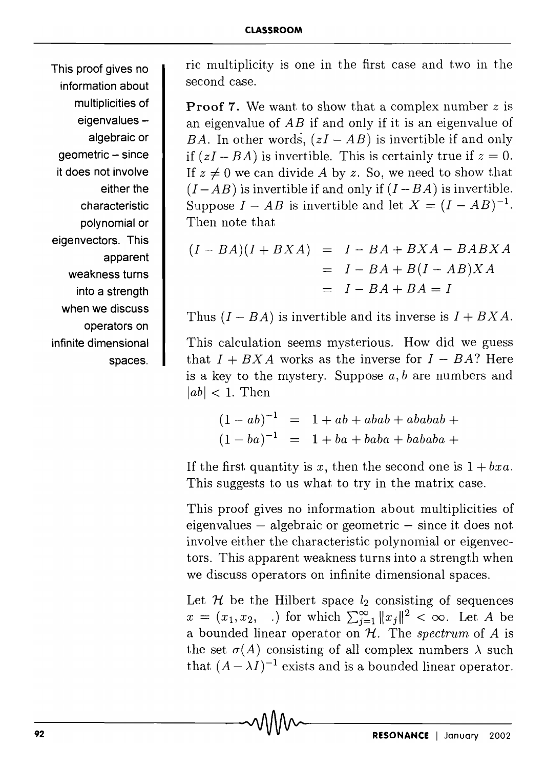ric multiplicity is one in the first case and two in the second case.

**Proof 7.** We want to show that a complex number $z$ is an eigenvalue of $AB$ if and only if it is an eigenvalue of $BA$. In other words, $(zI - AB)$ is invertible if and only if $(zI - BA)$ is invertible. This is certainly true if $z = 0$. If $z \neq 0$ we can divide $A$ by $z$. So, we need to show that $(I - AB)$ is invertible if and only if $(I - BA)$ is invertible. Suppose $I - AB$ is invertible and let $X = (I - AB)^{-1}$. Then note that

$$
\begin{aligned}
(I - BA)(I + BXA) &= I - BA + BXA - BABXA \\
&= I - BA + B(I - AB)XA \\
&= I - BA + BA = I
\end{aligned}
$$

Thus $(I - BA)$ is invertible and its inverse is $I + BXA$.

This calculation seems mysterious. How did we guess that $I + BXA$ works as the inverse for $I - BA$? Here is a key to the mystery. Suppose $a, b$ are numbers and $|ab| < 1$. Then

$$
\begin{aligned}
(1 - ab)^{-1} &= 1 + ab + abab + ababab + \\
(1 - ba)^{-1} &= 1 + ba + baba + bababa +
\end{aligned}
$$

If the first quantity is $x$, then the second one is $1 + bxa$. This suggests to us what to try in the matrix case.

This proof gives no information about multiplicities of eigenvalues – algebraic or geometric – since it does not involve either the characteristic polynomial or eigenvectors. This apparent weakness turns into a strength when we discuss operators on infinite dimensional spaces.

Let $\mathcal{H}$ be the Hilbert space $l_2$ consisting of sequences $x = (x_1, x_2, \ .)$ for which $\sum_{j=1}^{\infty} \|x_j\|^2 < \infty$. Let $A$ be a bounded linear operator on $\mathcal{H}$. The *spectrum* of $A$ is the set $\sigma(A)$ consisting of all complex numbers $\lambda$ such that $(A - \lambda I)^{-1}$ exists and is a bounded linear operator.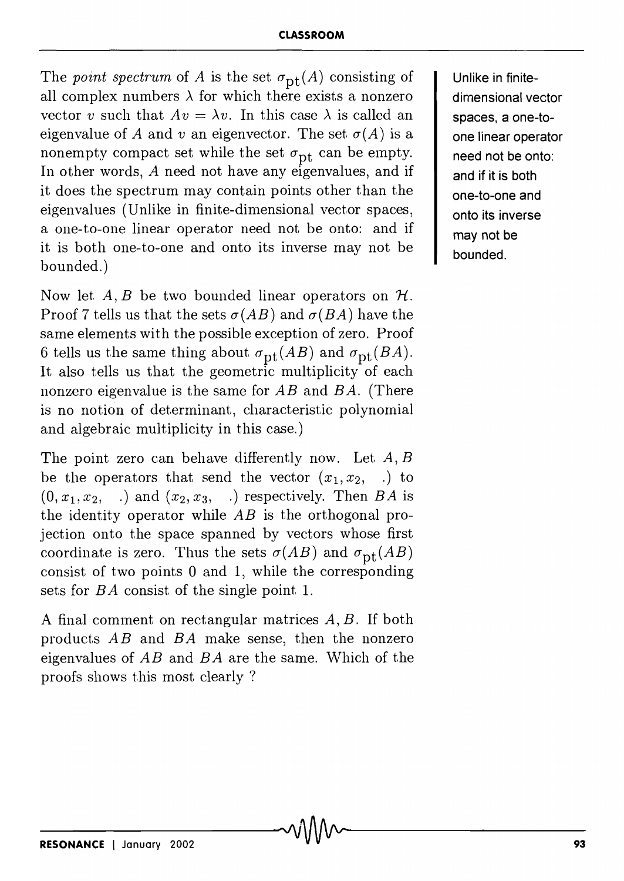The *point spectrum* of $A$ is the set $\sigma_{\text{pt}}(A)$ consisting of all complex numbers $\lambda$ for which there exists a nonzero vector $v$ such that $Av = \lambda v$. In this case $\lambda$ is called an eigenvalue of $A$ and $v$ an eigenvector. The set $\sigma(A)$ is a nonempty compact set while the set $\sigma_{\text{pt}}$ can be empty. In other words, $A$ need not have any eigenvalues, and if it does the spectrum may contain points other than the eigenvalues (Unlike in finite-dimensional vector spaces, a one-to-one linear operator need not be onto: and if it is both one-to-one and onto its inverse may not be bounded.)

Unlike in finite-dimensional vector spaces, a one-to-one linear operator need not be onto: and if it is both one-to-one and onto its inverse may not be bounded.

Now let $A, B$ be two bounded linear operators on $\mathcal{H}$. Proof 7 tells us that the sets $\sigma(AB)$ and $\sigma(BA)$ have the same elements with the possible exception of zero. Proof 6 tells us the same thing about $\sigma_{\text{pt}}(AB)$ and $\sigma_{\text{pt}}(BA)$. It also tells us that the geometric multiplicity of each nonzero eigenvalue is the same for $AB$ and $BA$. (There is no notion of determinant, characteristic polynomial and algebraic multiplicity in this case.)

The point zero can behave differently now. Let $A, B$ be the operators that send the vector $(x_1, x_2, \ldots)$ to $(0, x_1, x_2, \ldots)$ and $(x_2, x_3, \ldots)$ respectively. Then $BA$ is the identity operator while $AB$ is the orthogonal projection onto the space spanned by vectors whose first coordinate is zero. Thus the sets $\sigma(AB)$ and $\sigma_{\text{pt}}(AB)$ consist of two points 0 and 1, while the corresponding sets for $BA$ consist of the single point 1.

A final comment on rectangular matrices $A, B$. If both products $AB$ and $BA$ make sense, then the nonzero eigenvalues of $AB$ and $BA$ are the same. Which of the proofs shows this most clearly ?